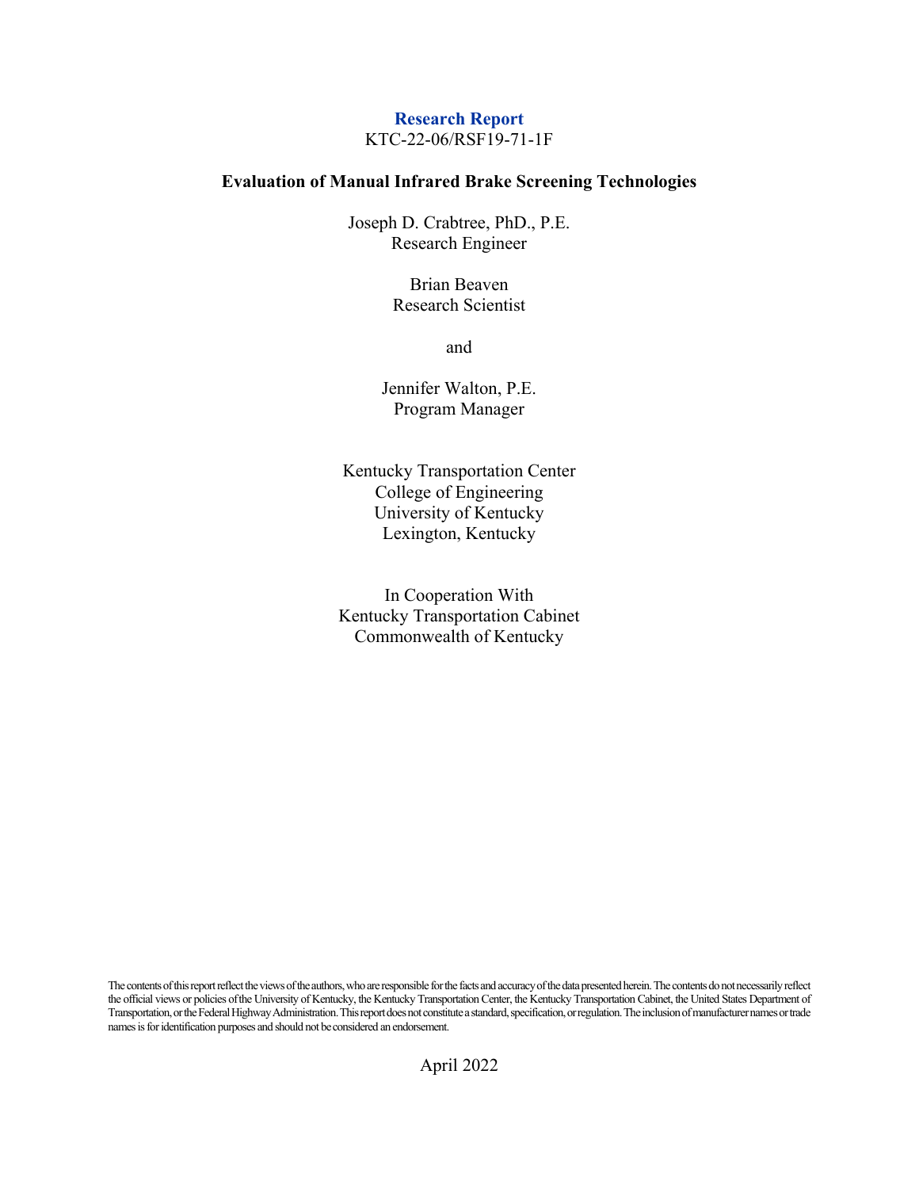**Research Report**

KTC-22-06/RSF19-71-1F

# Evaluation of Manual Infrared Brake Screening Technologies

Joseph D. Crabtree, PhD., P.E.
Research Engineer

Brian Beaven
Research Scientist

and

Jennifer Walton, P.E.
Program Manager

Kentucky Transportation Center
College of Engineering
University of Kentucky
Lexington, Kentucky

In Cooperation With
Kentucky Transportation Cabinet
Commonwealth of Kentucky

The contents of this report reflect the views of the authors, who are responsible for the facts and accuracy of the data presented herein. The contents do not necessarily reflect the official views or policies of the University of Kentucky, the Kentucky Transportation Center, the Kentucky Transportation Cabinet, the United States Department of Transportation, or the Federal Highway Administration. This report does not constitute a standard, specification, or regulation. The inclusion of manufacturer names or trade names is for identification purposes and should not be considered an endorsement.

April 2022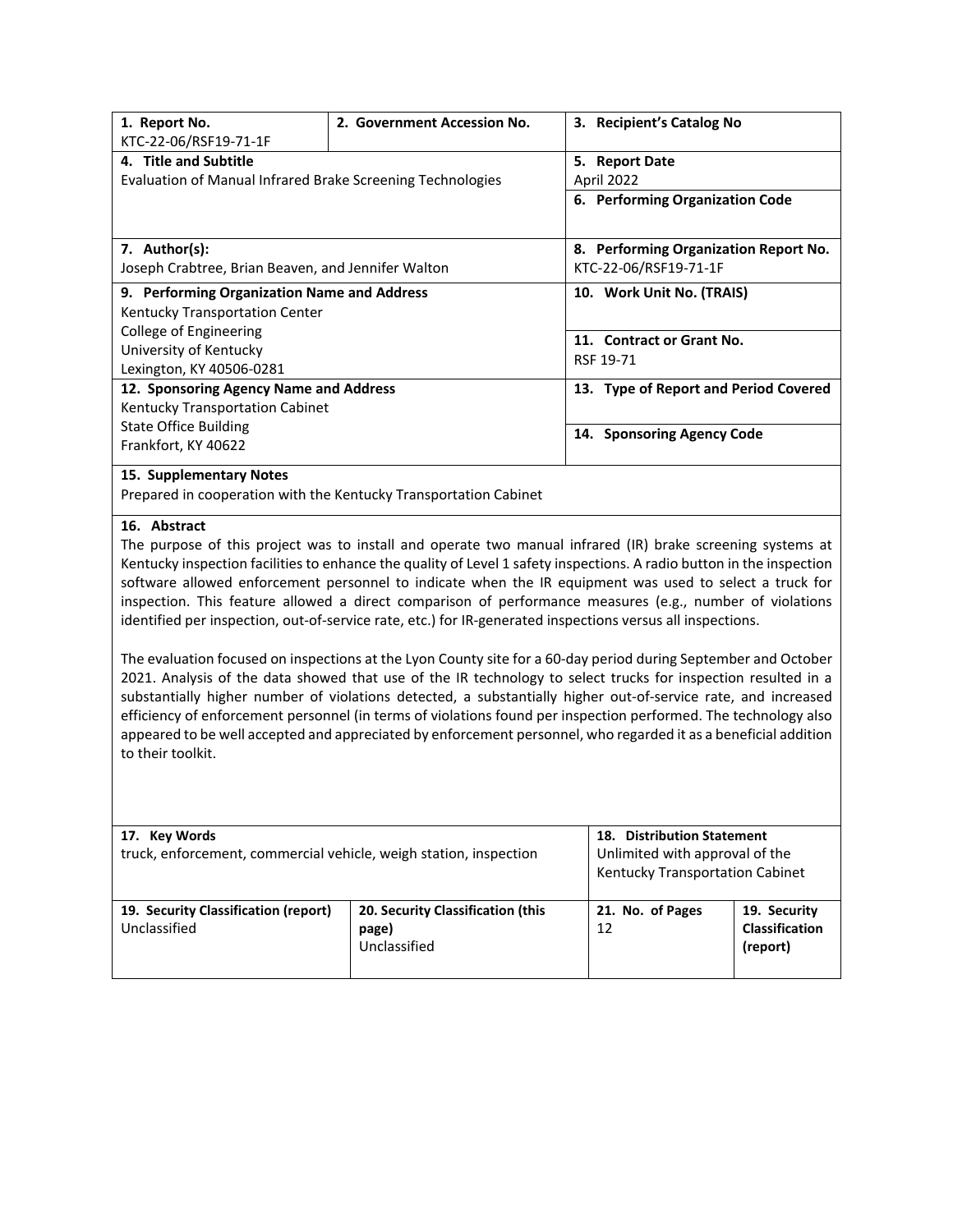| 1. Report No.<br>KTC-22-06/RSF19-71-1F | 2. Government Accession No. | 3. Recipient's Catalog No |
|---|---|---|
| 4. Title and Subtitle<br>Evaluation of Manual Infrared Brake Screening Technologies | | 5. Report Date<br>April 2022 |
| | | 6. Performing Organization Code |
| 7. Author(s):<br>Joseph Crabtree, Brian Beaven, and Jennifer Walton | | 8. Performing Organization Report No.<br>KTC-22-06/RSF19-71-1F |
| 9. Performing Organization Name and Address<br>Kentucky Transportation Center<br>College of Engineering<br>University of Kentucky<br>Lexington, KY 40506-0281 | | 10. Work Unit No. (TRAIS) |
| | | 11. Contract or Grant No.<br>RSF 19-71 |
| 12. Sponsoring Agency Name and Address<br>Kentucky Transportation Cabinet<br>State Office Building<br>Frankfort, KY 40622 | | 13. Type of Report and Period Covered |
| | | 14. Sponsoring Agency Code |

**15. Supplementary Notes**

Prepared in cooperation with the Kentucky Transportation Cabinet

**16. Abstract**

The purpose of this project was to install and operate two manual infrared (IR) brake screening systems at Kentucky inspection facilities to enhance the quality of Level 1 safety inspections. A radio button in the inspection software allowed enforcement personnel to indicate when the IR equipment was used to select a truck for inspection. This feature allowed a direct comparison of performance measures (e.g., number of violations identified per inspection, out-of-service rate, etc.) for IR-generated inspections versus all inspections.

The evaluation focused on inspections at the Lyon County site for a 60-day period during September and October 2021. Analysis of the data showed that use of the IR technology to select trucks for inspection resulted in a substantially higher number of violations detected, a substantially higher out-of-service rate, and increased efficiency of enforcement personnel (in terms of violations found per inspection performed. The technology also appeared to be well accepted and appreciated by enforcement personnel, who regarded it as a beneficial addition to their toolkit.

| 17. Key Words<br>truck, enforcement, commercial vehicle, weigh station, inspection | | 18. Distribution Statement<br>Unlimited with approval of the Kentucky Transportation Cabinet | |
|---|---|---|---|
| 19. Security Classification (report)<br>Unclassified | 20. Security Classification (this page)<br>Unclassified | 21. No. of Pages<br>12 | 19. Security Classification (report) |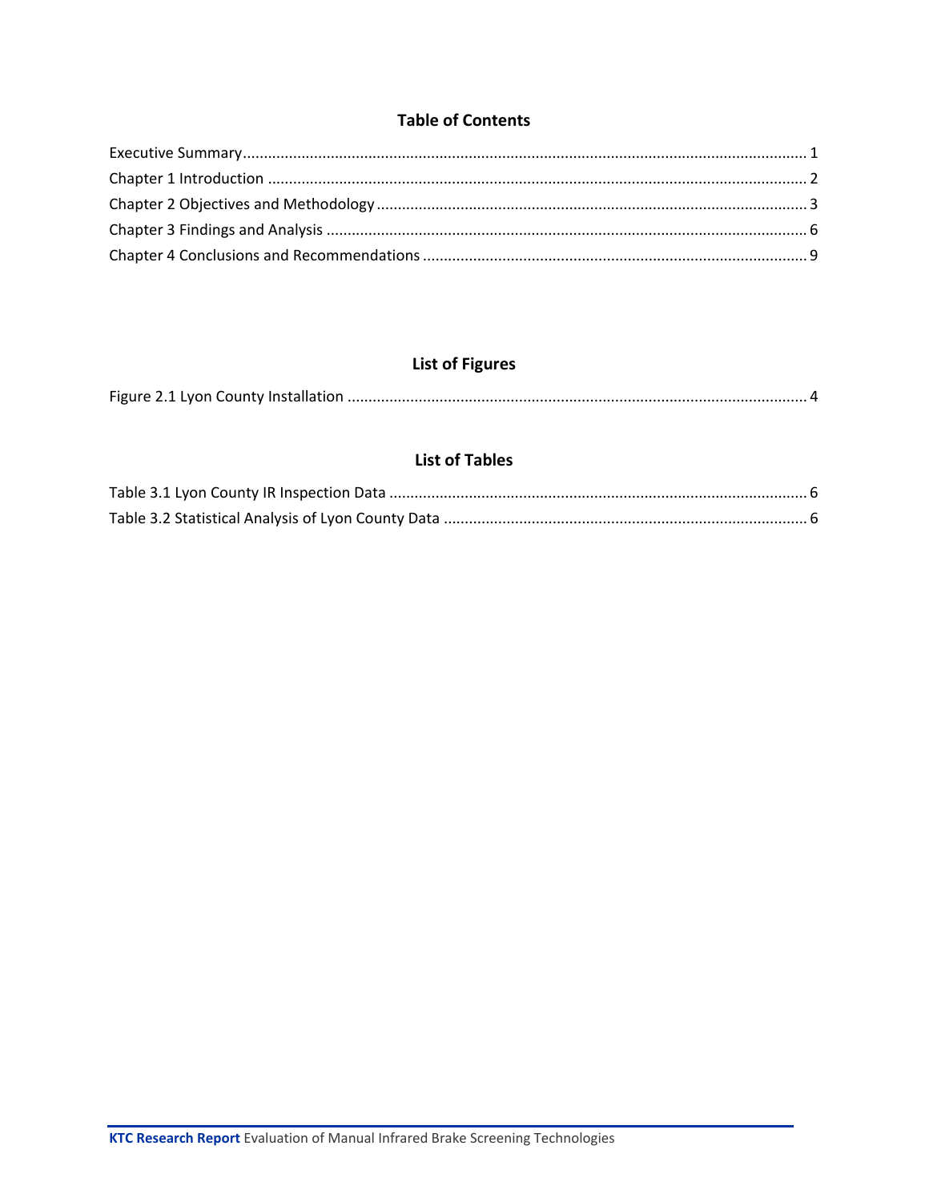## Table of Contents

Executive Summary ..................................................... 1
Chapter 1 Introduction ..................................................... 2
Chapter 2 Objectives and Methodology ..................................................... 3
Chapter 3 Findings and Analysis ..................................................... 6
Chapter 4 Conclusions and Recommendations ..................................................... 9

## List of Figures

Figure 2.1 Lyon County Installation ..................................................... 4

## List of Tables

Table 3.1 Lyon County IR Inspection Data ..................................................... 6
Table 3.2 Statistical Analysis of Lyon County Data ..................................................... 6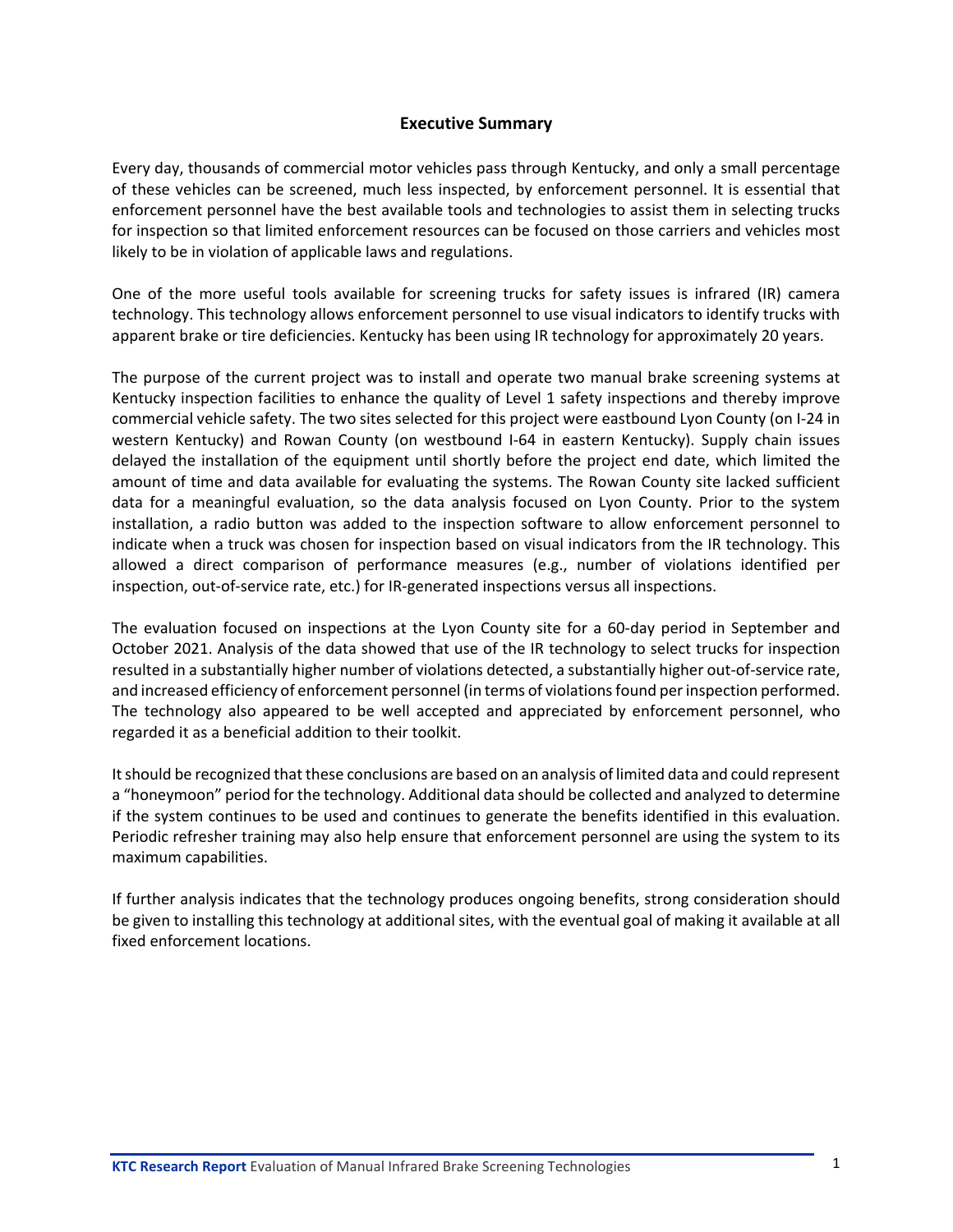## Executive Summary

Every day, thousands of commercial motor vehicles pass through Kentucky, and only a small percentage of these vehicles can be screened, much less inspected, by enforcement personnel. It is essential that enforcement personnel have the best available tools and technologies to assist them in selecting trucks for inspection so that limited enforcement resources can be focused on those carriers and vehicles most likely to be in violation of applicable laws and regulations.

One of the more useful tools available for screening trucks for safety issues is infrared (IR) camera technology. This technology allows enforcement personnel to use visual indicators to identify trucks with apparent brake or tire deficiencies. Kentucky has been using IR technology for approximately 20 years.

The purpose of the current project was to install and operate two manual brake screening systems at Kentucky inspection facilities to enhance the quality of Level 1 safety inspections and thereby improve commercial vehicle safety. The two sites selected for this project were eastbound Lyon County (on I-24 in western Kentucky) and Rowan County (on westbound I-64 in eastern Kentucky). Supply chain issues delayed the installation of the equipment until shortly before the project end date, which limited the amount of time and data available for evaluating the systems. The Rowan County site lacked sufficient data for a meaningful evaluation, so the data analysis focused on Lyon County. Prior to the system installation, a radio button was added to the inspection software to allow enforcement personnel to indicate when a truck was chosen for inspection based on visual indicators from the IR technology. This allowed a direct comparison of performance measures (e.g., number of violations identified per inspection, out-of-service rate, etc.) for IR-generated inspections versus all inspections.

The evaluation focused on inspections at the Lyon County site for a 60-day period in September and October 2021. Analysis of the data showed that use of the IR technology to select trucks for inspection resulted in a substantially higher number of violations detected, a substantially higher out-of-service rate, and increased efficiency of enforcement personnel (in terms of violations found per inspection performed. The technology also appeared to be well accepted and appreciated by enforcement personnel, who regarded it as a beneficial addition to their toolkit.

It should be recognized that these conclusions are based on an analysis of limited data and could represent a "honeymoon" period for the technology. Additional data should be collected and analyzed to determine if the system continues to be used and continues to generate the benefits identified in this evaluation. Periodic refresher training may also help ensure that enforcement personnel are using the system to its maximum capabilities.

If further analysis indicates that the technology produces ongoing benefits, strong consideration should be given to installing this technology at additional sites, with the eventual goal of making it available at all fixed enforcement locations.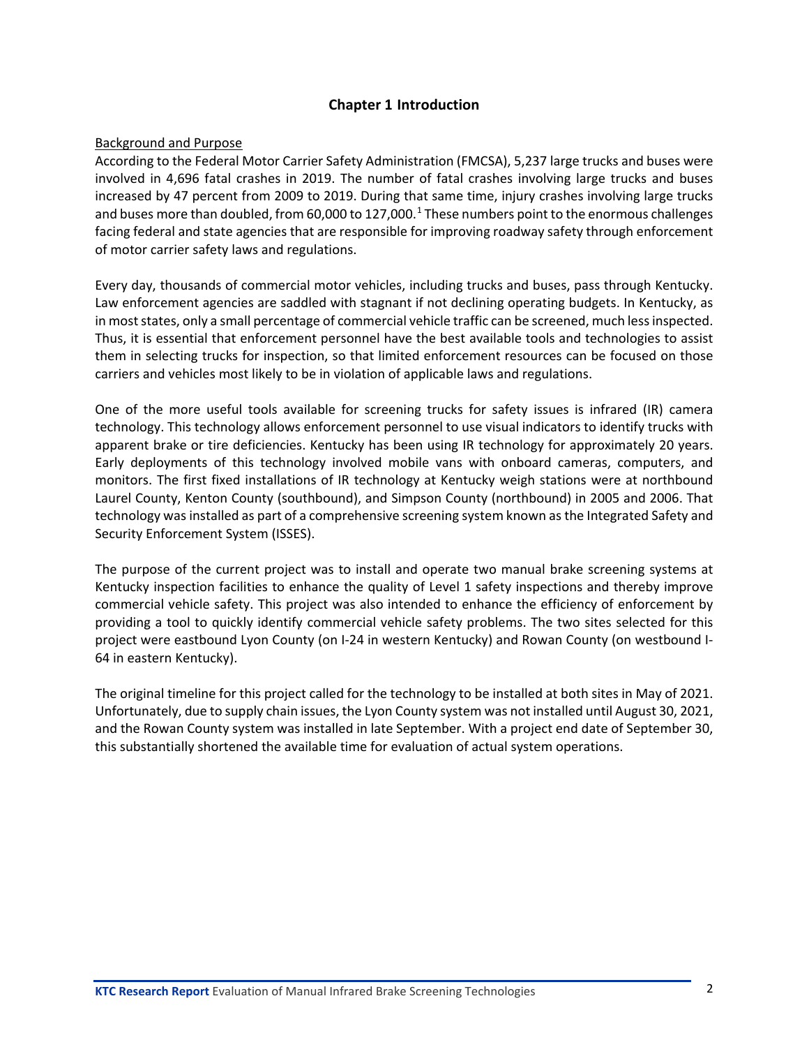# Chapter 1 Introduction

Background and Purpose

According to the Federal Motor Carrier Safety Administration (FMCSA), 5,237 large trucks and buses were involved in 4,696 fatal crashes in 2019. The number of fatal crashes involving large trucks and buses increased by 47 percent from 2009 to 2019. During that same time, injury crashes involving large trucks and buses more than doubled, from 60,000 to 127,000.[1] These numbers point to the enormous challenges facing federal and state agencies that are responsible for improving roadway safety through enforcement of motor carrier safety laws and regulations.

Every day, thousands of commercial motor vehicles, including trucks and buses, pass through Kentucky. Law enforcement agencies are saddled with stagnant if not declining operating budgets. In Kentucky, as in most states, only a small percentage of commercial vehicle traffic can be screened, much less inspected. Thus, it is essential that enforcement personnel have the best available tools and technologies to assist them in selecting trucks for inspection, so that limited enforcement resources can be focused on those carriers and vehicles most likely to be in violation of applicable laws and regulations.

One of the more useful tools available for screening trucks for safety issues is infrared (IR) camera technology. This technology allows enforcement personnel to use visual indicators to identify trucks with apparent brake or tire deficiencies. Kentucky has been using IR technology for approximately 20 years. Early deployments of this technology involved mobile vans with onboard cameras, computers, and monitors. The first fixed installations of IR technology at Kentucky weigh stations were at northbound Laurel County, Kenton County (southbound), and Simpson County (northbound) in 2005 and 2006. That technology was installed as part of a comprehensive screening system known as the Integrated Safety and Security Enforcement System (ISSES).

The purpose of the current project was to install and operate two manual brake screening systems at Kentucky inspection facilities to enhance the quality of Level 1 safety inspections and thereby improve commercial vehicle safety. This project was also intended to enhance the efficiency of enforcement by providing a tool to quickly identify commercial vehicle safety problems. The two sites selected for this project were eastbound Lyon County (on I-24 in western Kentucky) and Rowan County (on westbound I-64 in eastern Kentucky).

The original timeline for this project called for the technology to be installed at both sites in May of 2021. Unfortunately, due to supply chain issues, the Lyon County system was not installed until August 30, 2021, and the Rowan County system was installed in late September. With a project end date of September 30, this substantially shortened the available time for evaluation of actual system operations.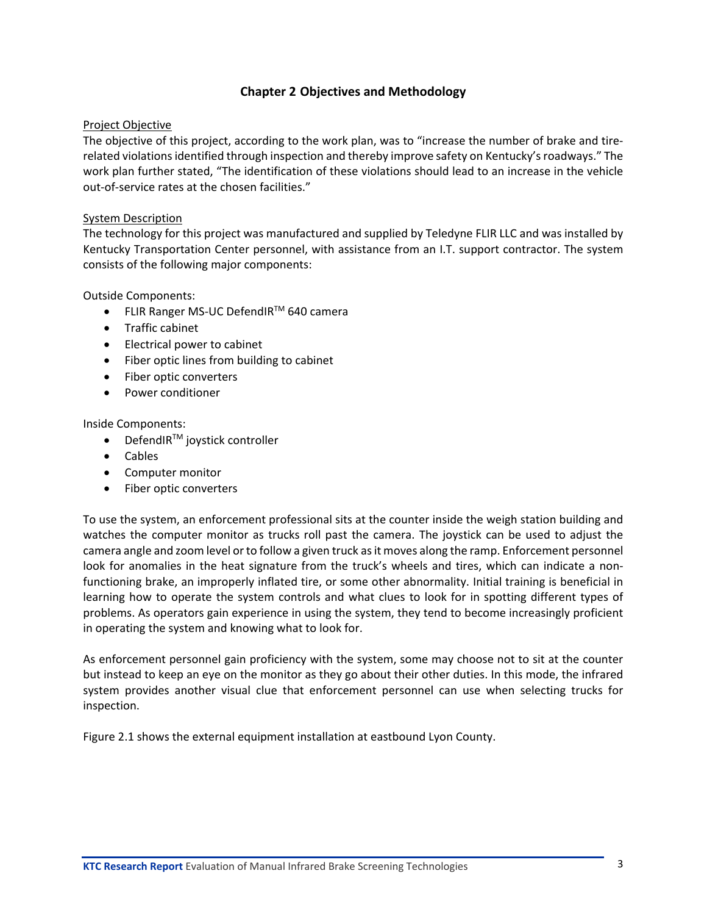# Chapter 2 Objectives and Methodology

Project Objective

The objective of this project, according to the work plan, was to "increase the number of brake and tire-related violations identified through inspection and thereby improve safety on Kentucky's roadways." The work plan further stated, "The identification of these violations should lead to an increase in the vehicle out-of-service rates at the chosen facilities."

System Description

The technology for this project was manufactured and supplied by Teledyne FLIR LLC and was installed by Kentucky Transportation Center personnel, with assistance from an I.T. support contractor. The system consists of the following major components:

Outside Components:

- FLIR Ranger MS-UC DefendIR™ 640 camera
- Traffic cabinet
- Electrical power to cabinet
- Fiber optic lines from building to cabinet
- Fiber optic converters
- Power conditioner

Inside Components:

- DefendIR™ joystick controller
- Cables
- Computer monitor
- Fiber optic converters

To use the system, an enforcement professional sits at the counter inside the weigh station building and watches the computer monitor as trucks roll past the camera. The joystick can be used to adjust the camera angle and zoom level or to follow a given truck as it moves along the ramp. Enforcement personnel look for anomalies in the heat signature from the truck's wheels and tires, which can indicate a non-functioning brake, an improperly inflated tire, or some other abnormality. Initial training is beneficial in learning how to operate the system controls and what clues to look for in spotting different types of problems. As operators gain experience in using the system, they tend to become increasingly proficient in operating the system and knowing what to look for.

As enforcement personnel gain proficiency with the system, some may choose not to sit at the counter but instead to keep an eye on the monitor as they go about their other duties. In this mode, the infrared system provides another visual clue that enforcement personnel can use when selecting trucks for inspection.

Figure 2.1 shows the external equipment installation at eastbound Lyon County.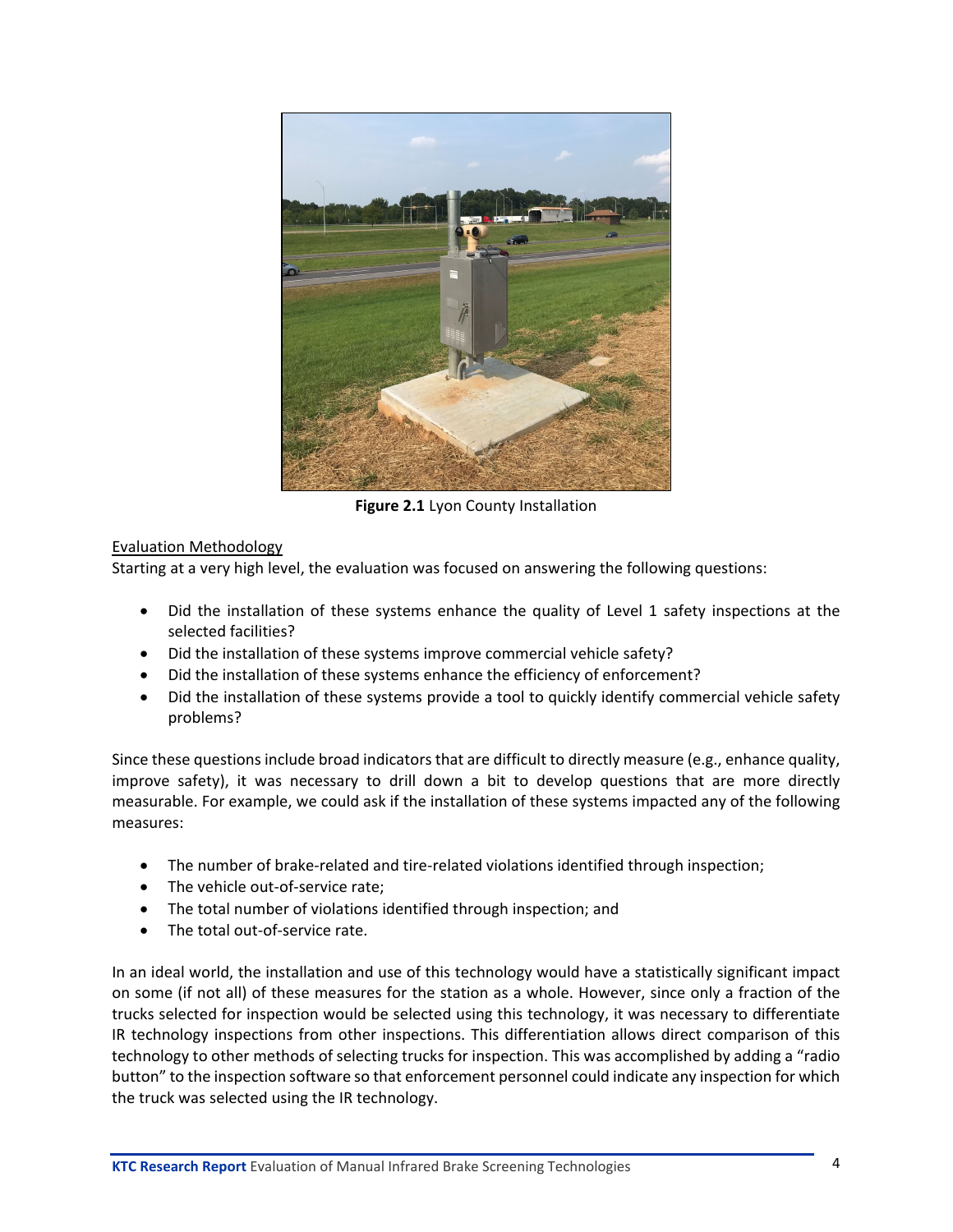**Figure 2.1** Lyon County Installation

<u>Evaluation Methodology</u>

Starting at a very high level, the evaluation was focused on answering the following questions:

- Did the installation of these systems enhance the quality of Level 1 safety inspections at the selected facilities?
- Did the installation of these systems improve commercial vehicle safety?
- Did the installation of these systems enhance the efficiency of enforcement?
- Did the installation of these systems provide a tool to quickly identify commercial vehicle safety problems?

Since these questions include broad indicators that are difficult to directly measure (e.g., enhance quality, improve safety), it was necessary to drill down a bit to develop questions that are more directly measurable. For example, we could ask if the installation of these systems impacted any of the following measures:

- The number of brake-related and tire-related violations identified through inspection;
- The vehicle out-of-service rate;
- The total number of violations identified through inspection; and
- The total out-of-service rate.

In an ideal world, the installation and use of this technology would have a statistically significant impact on some (if not all) of these measures for the station as a whole. However, since only a fraction of the trucks selected for inspection would be selected using this technology, it was necessary to differentiate IR technology inspections from other inspections. This differentiation allows direct comparison of this technology to other methods of selecting trucks for inspection. This was accomplished by adding a "radio button" to the inspection software so that enforcement personnel could indicate any inspection for which the truck was selected using the IR technology.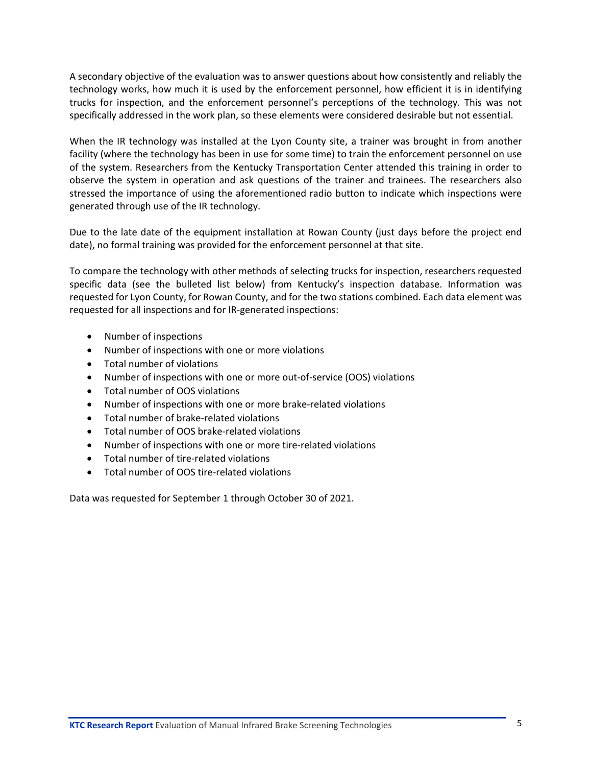A secondary objective of the evaluation was to answer questions about how consistently and reliably the technology works, how much it is used by the enforcement personnel, how efficient it is in identifying trucks for inspection, and the enforcement personnel's perceptions of the technology. This was not specifically addressed in the work plan, so these elements were considered desirable but not essential.

When the IR technology was installed at the Lyon County site, a trainer was brought in from another facility (where the technology has been in use for some time) to train the enforcement personnel on use of the system. Researchers from the Kentucky Transportation Center attended this training in order to observe the system in operation and ask questions of the trainer and trainees. The researchers also stressed the importance of using the aforementioned radio button to indicate which inspections were generated through use of the IR technology.

Due to the late date of the equipment installation at Rowan County (just days before the project end date), no formal training was provided for the enforcement personnel at that site.

To compare the technology with other methods of selecting trucks for inspection, researchers requested specific data (see the bulleted list below) from Kentucky's inspection database. Information was requested for Lyon County, for Rowan County, and for the two stations combined. Each data element was requested for all inspections and for IR-generated inspections:

- Number of inspections
- Number of inspections with one or more violations
- Total number of violations
- Number of inspections with one or more out-of-service (OOS) violations
- Total number of OOS violations
- Number of inspections with one or more brake-related violations
- Total number of brake-related violations
- Total number of OOS brake-related violations
- Number of inspections with one or more tire-related violations
- Total number of tire-related violations
- Total number of OOS tire-related violations

Data was requested for September 1 through October 30 of 2021.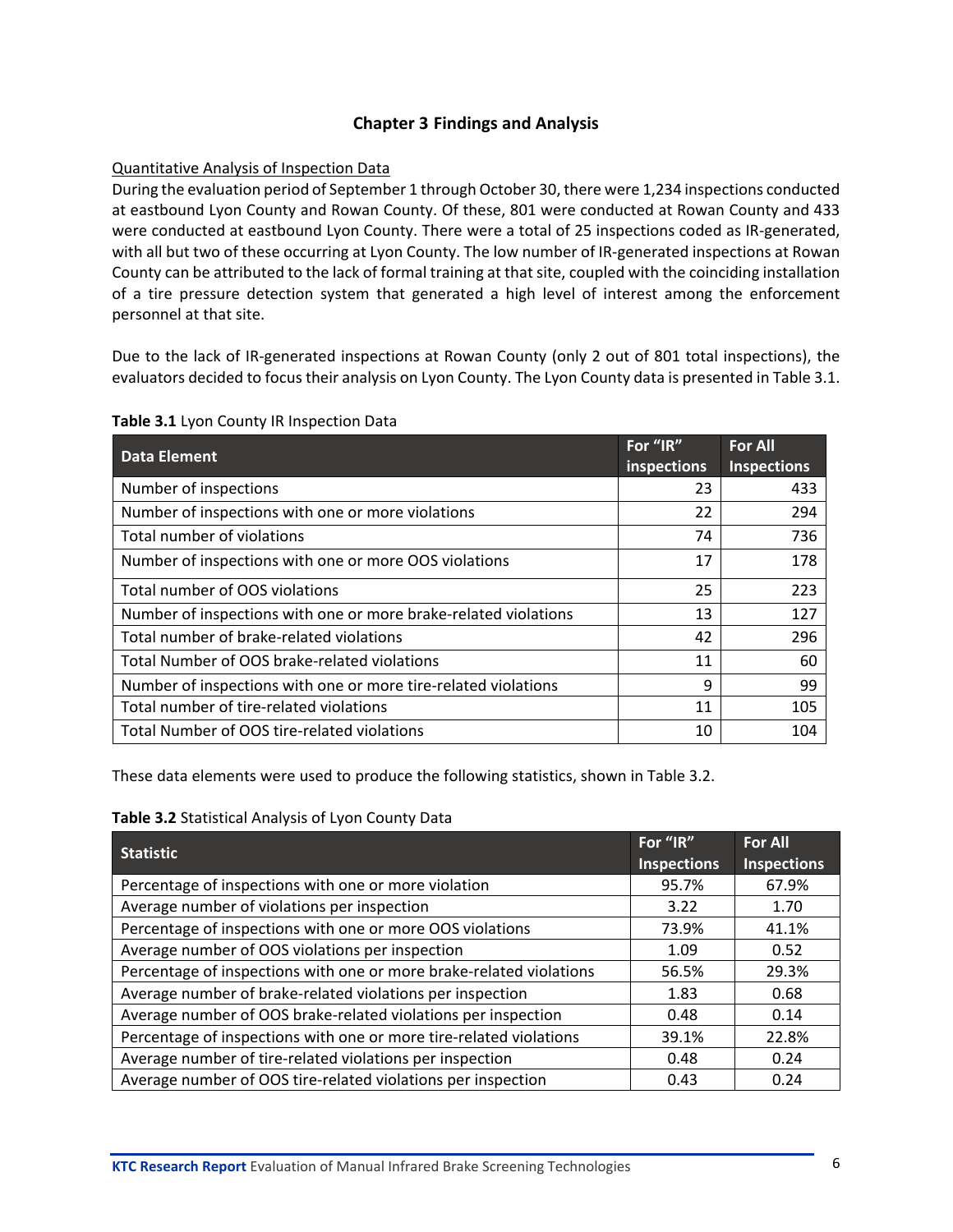# Chapter 3 Findings and Analysis

Quantitative Analysis of Inspection Data

During the evaluation period of September 1 through October 30, there were 1,234 inspections conducted at eastbound Lyon County and Rowan County. Of these, 801 were conducted at Rowan County and 433 were conducted at eastbound Lyon County. There were a total of 25 inspections coded as IR-generated, with all but two of these occurring at Lyon County. The low number of IR-generated inspections at Rowan County can be attributed to the lack of formal training at that site, coupled with the coinciding installation of a tire pressure detection system that generated a high level of interest among the enforcement personnel at that site.

Due to the lack of IR-generated inspections at Rowan County (only 2 out of 801 total inspections), the evaluators decided to focus their analysis on Lyon County. The Lyon County data is presented in Table 3.1.

**Table 3.1** Lyon County IR Inspection Data

| Data Element | For "IR" inspections | For All Inspections |
|---|---|---|
| Number of inspections | 23 | 433 |
| Number of inspections with one or more violations | 22 | 294 |
| Total number of violations | 74 | 736 |
| Number of inspections with one or more OOS violations | 17 | 178 |
| Total number of OOS violations | 25 | 223 |
| Number of inspections with one or more brake-related violations | 13 | 127 |
| Total number of brake-related violations | 42 | 296 |
| Total Number of OOS brake-related violations | 11 | 60 |
| Number of inspections with one or more tire-related violations | 9 | 99 |
| Total number of tire-related violations | 11 | 105 |
| Total Number of OOS tire-related violations | 10 | 104 |

These data elements were used to produce the following statistics, shown in Table 3.2.

**Table 3.2** Statistical Analysis of Lyon County Data

| Statistic | For "IR" Inspections | For All Inspections |
|---|---|---|
| Percentage of inspections with one or more violation | 95.7% | 67.9% |
| Average number of violations per inspection | 3.22 | 1.70 |
| Percentage of inspections with one or more OOS violations | 73.9% | 41.1% |
| Average number of OOS violations per inspection | 1.09 | 0.52 |
| Percentage of inspections with one or more brake-related violations | 56.5% | 29.3% |
| Average number of brake-related violations per inspection | 1.83 | 0.68 |
| Average number of OOS brake-related violations per inspection | 0.48 | 0.14 |
| Percentage of inspections with one or more tire-related violations | 39.1% | 22.8% |
| Average number of tire-related violations per inspection | 0.48 | 0.24 |
| Average number of OOS tire-related violations per inspection | 0.43 | 0.24 |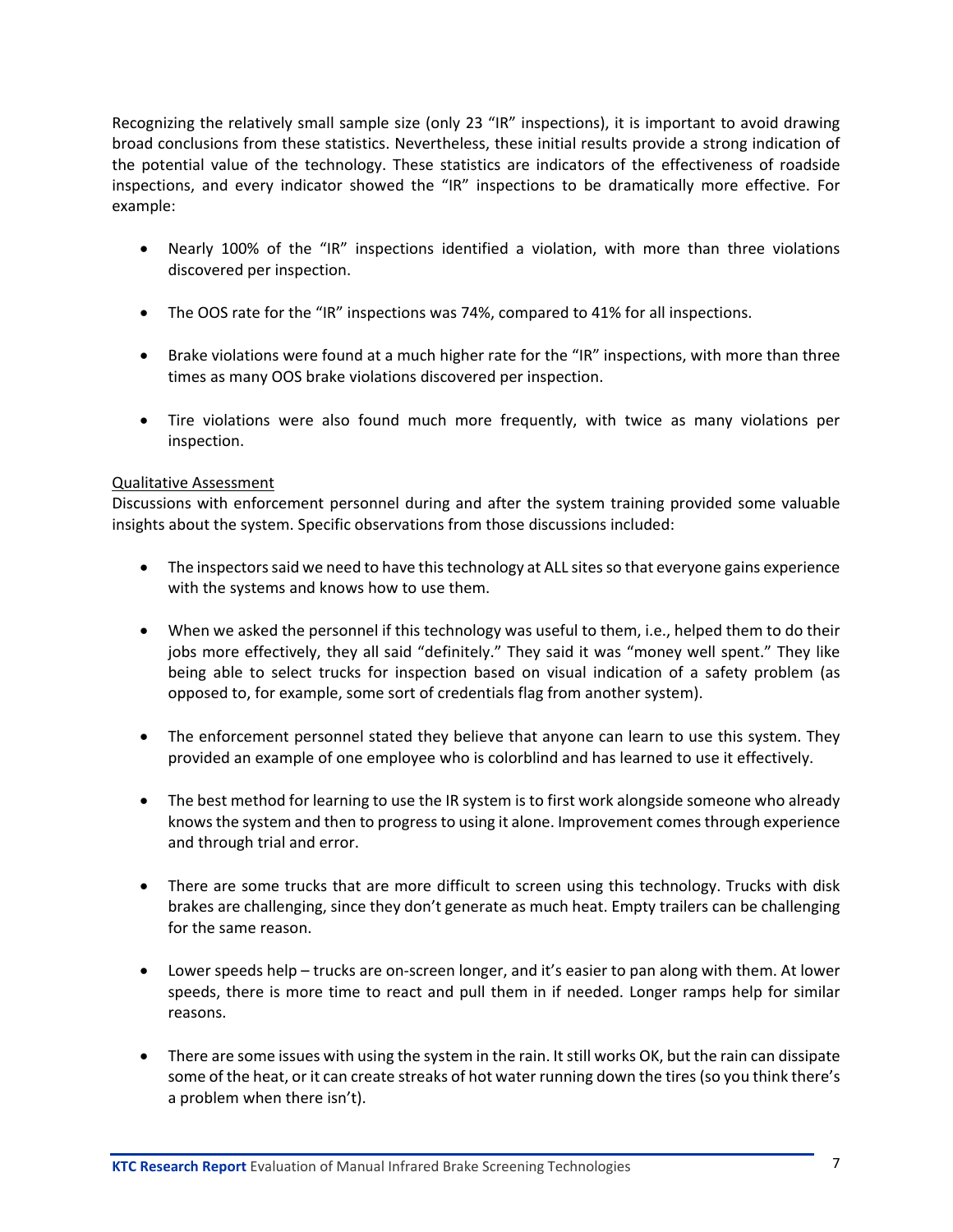Recognizing the relatively small sample size (only 23 "IR" inspections), it is important to avoid drawing broad conclusions from these statistics. Nevertheless, these initial results provide a strong indication of the potential value of the technology. These statistics are indicators of the effectiveness of roadside inspections, and every indicator showed the "IR" inspections to be dramatically more effective. For example:

- Nearly 100% of the "IR" inspections identified a violation, with more than three violations discovered per inspection.
- The OOS rate for the "IR" inspections was 74%, compared to 41% for all inspections.
- Brake violations were found at a much higher rate for the "IR" inspections, with more than three times as many OOS brake violations discovered per inspection.
- Tire violations were also found much more frequently, with twice as many violations per inspection.

<u>Qualitative Assessment</u>

Discussions with enforcement personnel during and after the system training provided some valuable insights about the system. Specific observations from those discussions included:

- The inspectors said we need to have this technology at ALL sites so that everyone gains experience with the systems and knows how to use them.
- When we asked the personnel if this technology was useful to them, i.e., helped them to do their jobs more effectively, they all said "definitely." They said it was "money well spent." They like being able to select trucks for inspection based on visual indication of a safety problem (as opposed to, for example, some sort of credentials flag from another system).
- The enforcement personnel stated they believe that anyone can learn to use this system. They provided an example of one employee who is colorblind and has learned to use it effectively.
- The best method for learning to use the IR system is to first work alongside someone who already knows the system and then to progress to using it alone. Improvement comes through experience and through trial and error.
- There are some trucks that are more difficult to screen using this technology. Trucks with disk brakes are challenging, since they don't generate as much heat. Empty trailers can be challenging for the same reason.
- Lower speeds help – trucks are on-screen longer, and it's easier to pan along with them. At lower speeds, there is more time to react and pull them in if needed. Longer ramps help for similar reasons.
- There are some issues with using the system in the rain. It still works OK, but the rain can dissipate some of the heat, or it can create streaks of hot water running down the tires (so you think there's a problem when there isn't).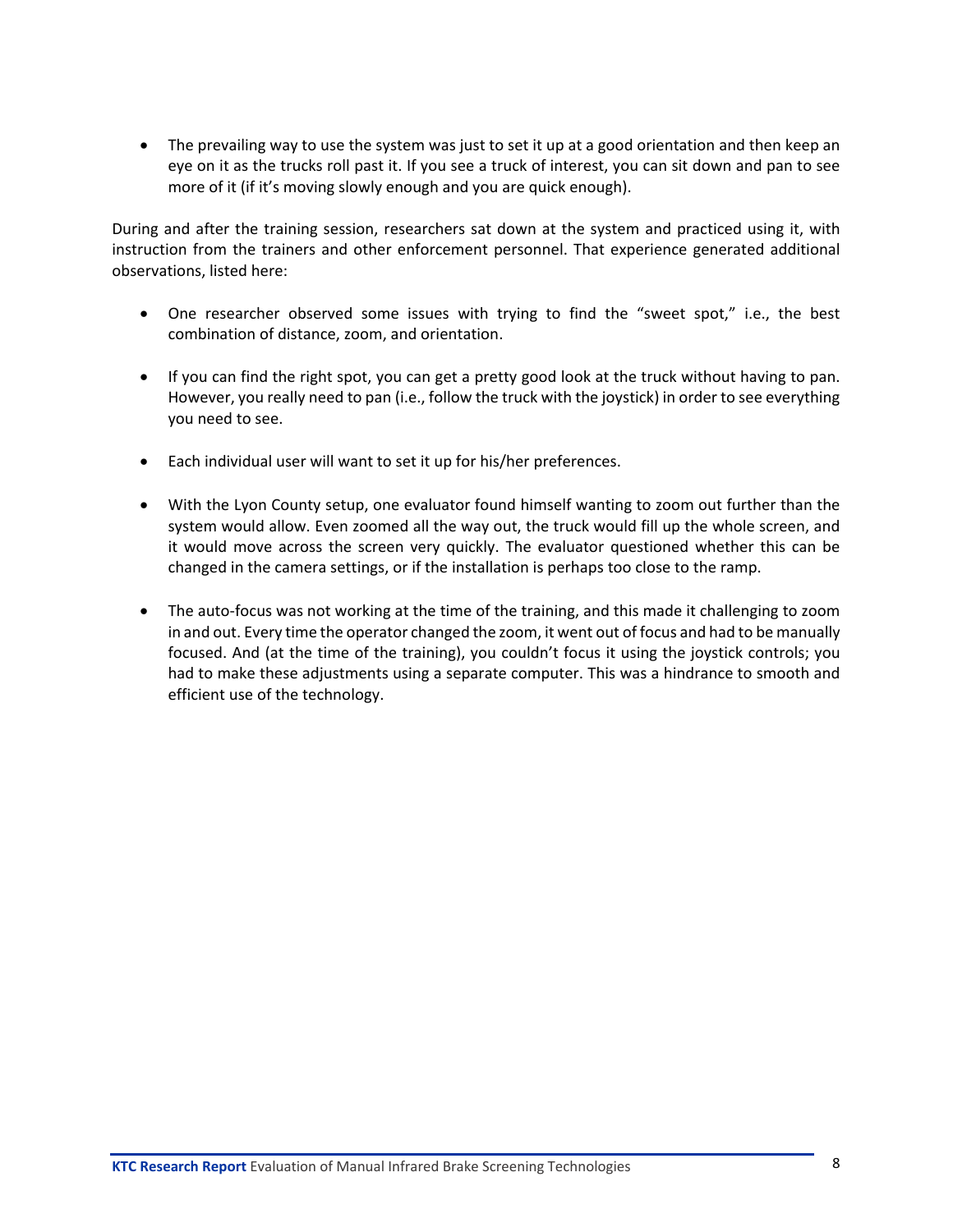- The prevailing way to use the system was just to set it up at a good orientation and then keep an eye on it as the trucks roll past it. If you see a truck of interest, you can sit down and pan to see more of it (if it's moving slowly enough and you are quick enough).

During and after the training session, researchers sat down at the system and practiced using it, with instruction from the trainers and other enforcement personnel. That experience generated additional observations, listed here:

- One researcher observed some issues with trying to find the "sweet spot," i.e., the best combination of distance, zoom, and orientation.

- If you can find the right spot, you can get a pretty good look at the truck without having to pan. However, you really need to pan (i.e., follow the truck with the joystick) in order to see everything you need to see.

- Each individual user will want to set it up for his/her preferences.

- With the Lyon County setup, one evaluator found himself wanting to zoom out further than the system would allow. Even zoomed all the way out, the truck would fill up the whole screen, and it would move across the screen very quickly. The evaluator questioned whether this can be changed in the camera settings, or if the installation is perhaps too close to the ramp.

- The auto-focus was not working at the time of the training, and this made it challenging to zoom in and out. Every time the operator changed the zoom, it went out of focus and had to be manually focused. And (at the time of the training), you couldn't focus it using the joystick controls; you had to make these adjustments using a separate computer. This was a hindrance to smooth and efficient use of the technology.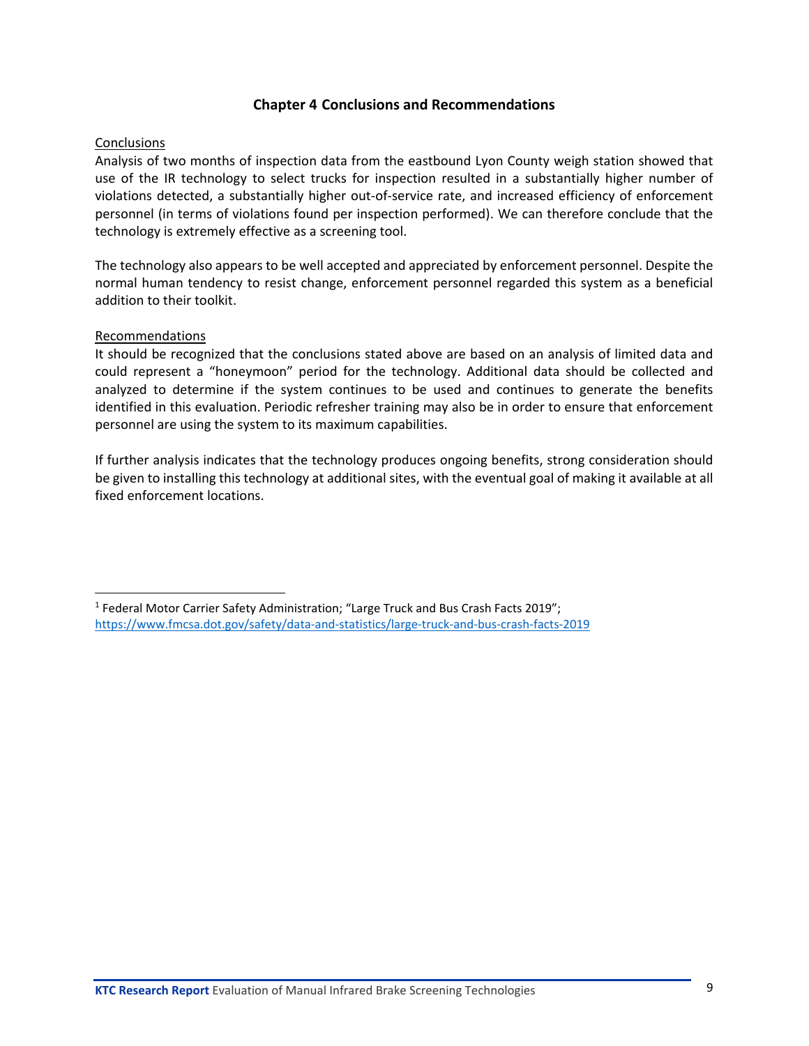# Chapter 4 Conclusions and Recommendations

Conclusions

Analysis of two months of inspection data from the eastbound Lyon County weigh station showed that use of the IR technology to select trucks for inspection resulted in a substantially higher number of violations detected, a substantially higher out-of-service rate, and increased efficiency of enforcement personnel (in terms of violations found per inspection performed). We can therefore conclude that the technology is extremely effective as a screening tool.

The technology also appears to be well accepted and appreciated by enforcement personnel. Despite the normal human tendency to resist change, enforcement personnel regarded this system as a beneficial addition to their toolkit.

Recommendations

It should be recognized that the conclusions stated above are based on an analysis of limited data and could represent a "honeymoon" period for the technology. Additional data should be collected and analyzed to determine if the system continues to be used and continues to generate the benefits identified in this evaluation. Periodic refresher training may also be in order to ensure that enforcement personnel are using the system to its maximum capabilities.

If further analysis indicates that the technology produces ongoing benefits, strong consideration should be given to installing this technology at additional sites, with the eventual goal of making it available at all fixed enforcement locations.

---

[1] Federal Motor Carrier Safety Administration; "Large Truck and Bus Crash Facts 2019"; https://www.fmcsa.dot.gov/safety/data-and-statistics/large-truck-and-bus-crash-facts-2019